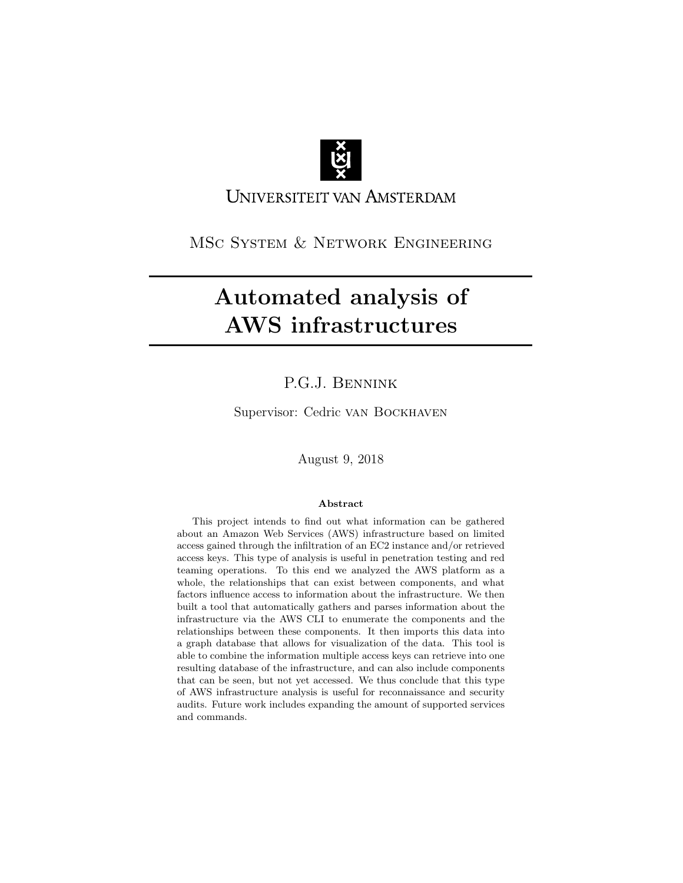Universiteit van Amsterdam

MSc System & Network Engineering

# Automated analysis of AWS infrastructures

P.G.J. Bennink

Supervisor: Cedric van Bockhaven

August 9, 2018

**Abstract**

This project intends to find out what information can be gathered about an Amazon Web Services (AWS) infrastructure based on limited access gained through the infiltration of an EC2 instance and/or retrieved access keys. This type of analysis is useful in penetration testing and red teaming operations. To this end we analyzed the AWS platform as a whole, the relationships that can exist between components, and what factors influence access to information about the infrastructure. We then built a tool that automatically gathers and parses information about the infrastructure via the AWS CLI to enumerate the components and the relationships between these components. It then imports this data into a graph database that allows for visualization of the data. This tool is able to combine the information multiple access keys can retrieve into one resulting database of the infrastructure, and can also include components that can be seen, but not yet accessed. We thus conclude that this type of AWS infrastructure analysis is useful for reconnaissance and security audits. Future work includes expanding the amount of supported services and commands.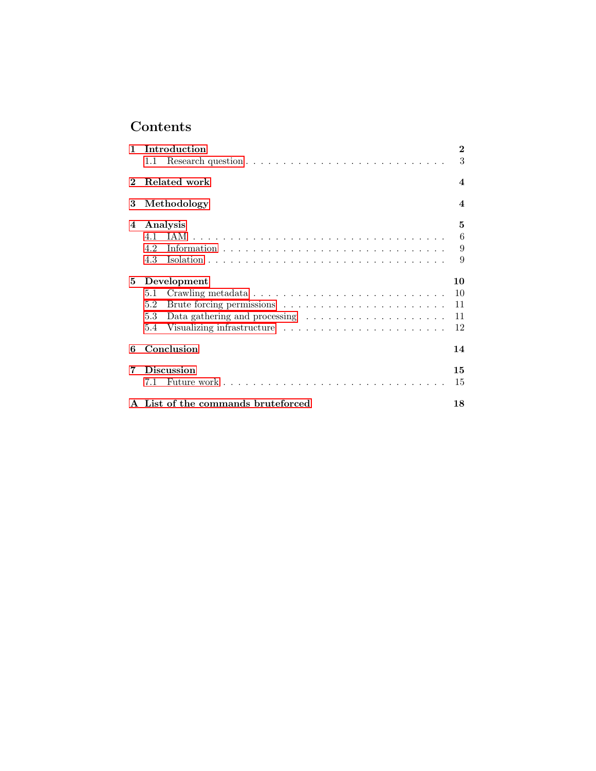# Contents

- **1 Introduction** — **2**
  - 1.1 Research question — 3
- **2 Related work** — **4**
- **3 Methodology** — **4**
- **4 Analysis** — **5**
  - 4.1 IAM — 6
  - 4.2 Information — 9
  - 4.3 Isolation — 9
- **5 Development** — **10**
  - 5.1 Crawling metadata — 10
  - 5.2 Brute forcing permissions — 11
  - 5.3 Data gathering and processing — 11
  - 5.4 Visualizing infrastructure — 12
- **6 Conclusion** — **14**
- **7 Discussion** — **15**
  - 7.1 Future work — 15
- **A List of the commands bruteforced** — **18**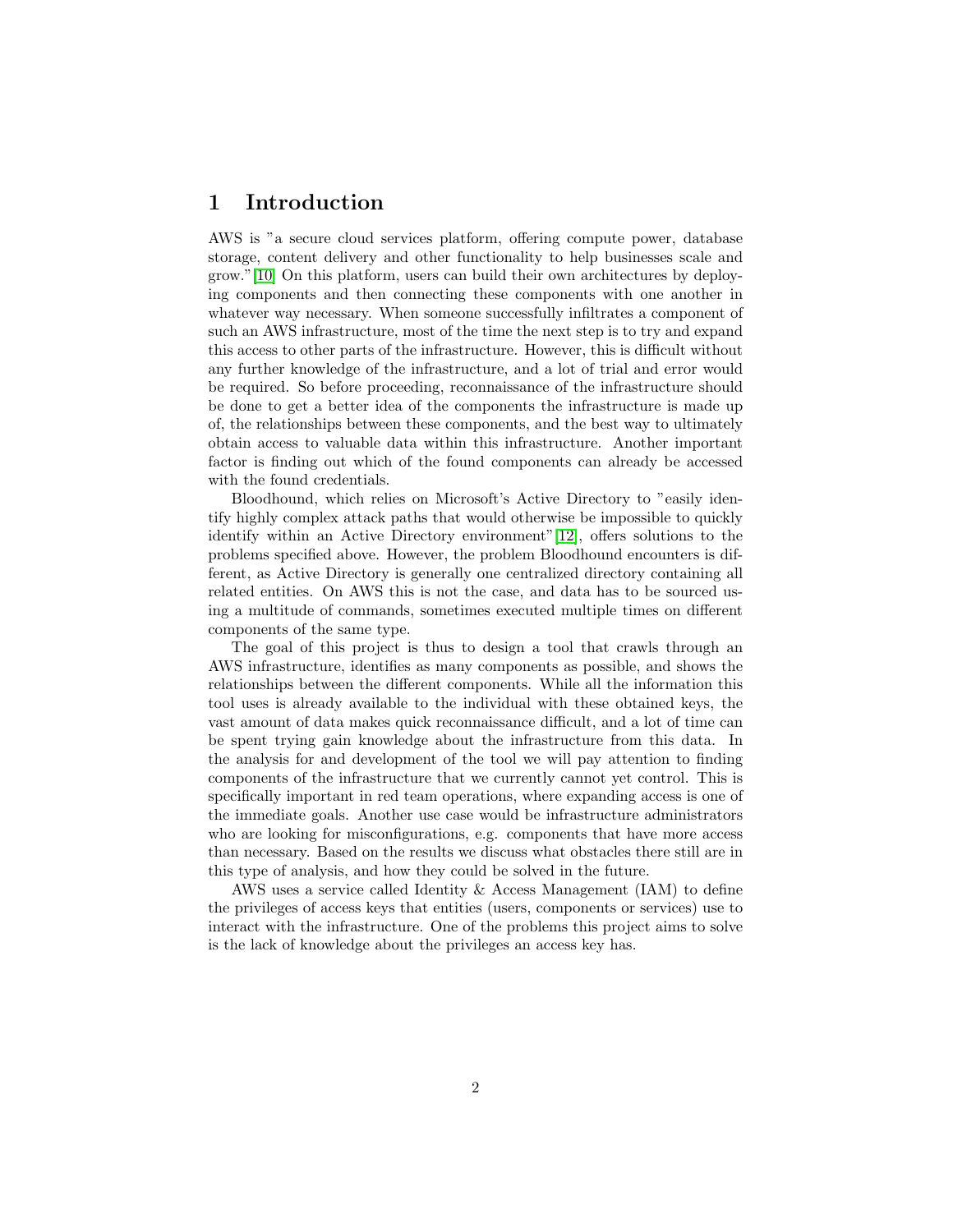# 1 Introduction

AWS is "a secure cloud services platform, offering compute power, database storage, content delivery and other functionality to help businesses scale and grow."[10] On this platform, users can build their own architectures by deploying components and then connecting these components with one another in whatever way necessary. When someone successfully infiltrates a component of such an AWS infrastructure, most of the time the next step is to try and expand this access to other parts of the infrastructure. However, this is difficult without any further knowledge of the infrastructure, and a lot of trial and error would be required. So before proceeding, reconnaissance of the infrastructure should be done to get a better idea of the components the infrastructure is made up of, the relationships between these components, and the best way to ultimately obtain access to valuable data within this infrastructure. Another important factor is finding out which of the found components can already be accessed with the found credentials.

Bloodhound, which relies on Microsoft's Active Directory to "easily identify highly complex attack paths that would otherwise be impossible to quickly identify within an Active Directory environment"[12], offers solutions to the problems specified above. However, the problem Bloodhound encounters is different, as Active Directory is generally one centralized directory containing all related entities. On AWS this is not the case, and data has to be sourced using a multitude of commands, sometimes executed multiple times on different components of the same type.

The goal of this project is thus to design a tool that crawls through an AWS infrastructure, identifies as many components as possible, and shows the relationships between the different components. While all the information this tool uses is already available to the individual with these obtained keys, the vast amount of data makes quick reconnaissance difficult, and a lot of time can be spent trying gain knowledge about the infrastructure from this data. In the analysis for and development of the tool we will pay attention to finding components of the infrastructure that we currently cannot yet control. This is specifically important in red team operations, where expanding access is one of the immediate goals. Another use case would be infrastructure administrators who are looking for misconfigurations, e.g. components that have more access than necessary. Based on the results we discuss what obstacles there still are in this type of analysis, and how they could be solved in the future.

AWS uses a service called Identity & Access Management (IAM) to define the privileges of access keys that entities (users, components or services) use to interact with the infrastructure. One of the problems this project aims to solve is the lack of knowledge about the privileges an access key has.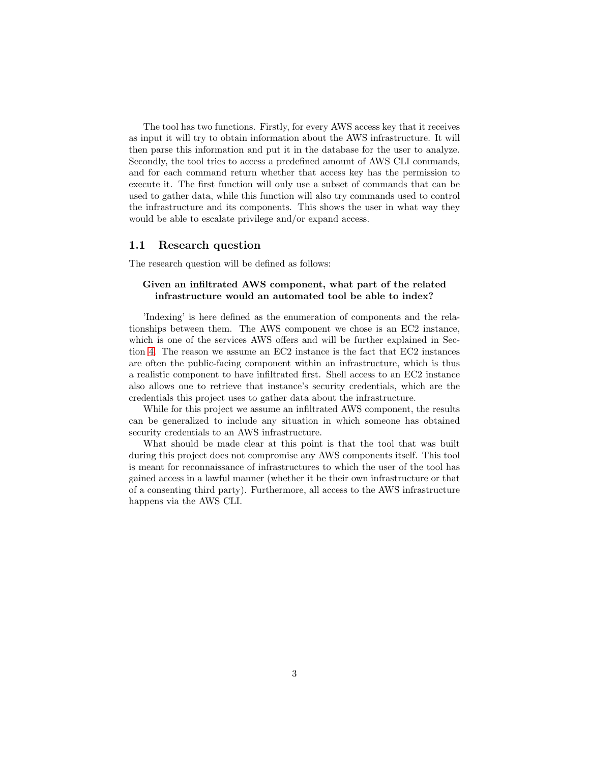The tool has two functions. Firstly, for every AWS access key that it receives as input it will try to obtain information about the AWS infrastructure. It will then parse this information and put it in the database for the user to analyze. Secondly, the tool tries to access a predefined amount of AWS CLI commands, and for each command return whether that access key has the permission to execute it. The first function will only use a subset of commands that can be used to gather data, while this function will also try commands used to control the infrastructure and its components. This shows the user in what way they would be able to escalate privilege and/or expand access.

## 1.1 Research question

The research question will be defined as follows:

**Given an infiltrated AWS component, what part of the related infrastructure would an automated tool be able to index?**

'Indexing' is here defined as the enumeration of components and the relationships between them. The AWS component we chose is an EC2 instance, which is one of the services AWS offers and will be further explained in Section 4. The reason we assume an EC2 instance is the fact that EC2 instances are often the public-facing component within an infrastructure, which is thus a realistic component to have infiltrated first. Shell access to an EC2 instance also allows one to retrieve that instance's security credentials, which are the credentials this project uses to gather data about the infrastructure.

While for this project we assume an infiltrated AWS component, the results can be generalized to include any situation in which someone has obtained security credentials to an AWS infrastructure.

What should be made clear at this point is that the tool that was built during this project does not compromise any AWS components itself. This tool is meant for reconnaissance of infrastructures to which the user of the tool has gained access in a lawful manner (whether it be their own infrastructure or that of a consenting third party). Furthermore, all access to the AWS infrastructure happens via the AWS CLI.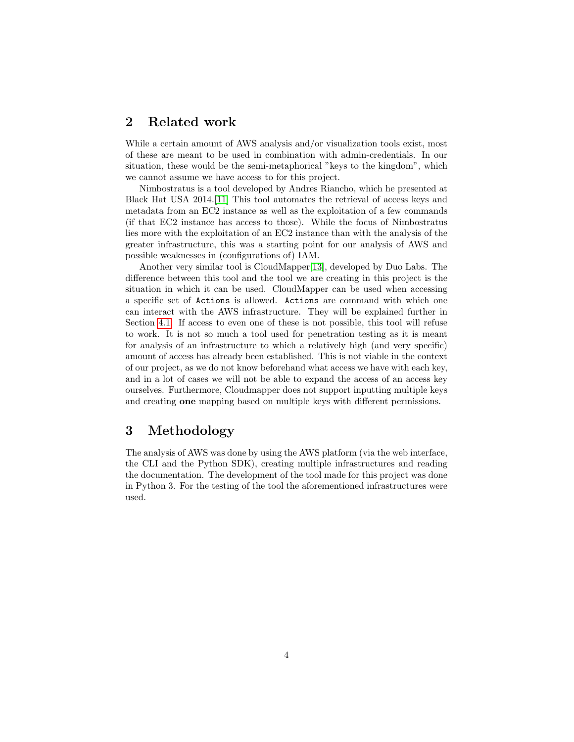## 2 Related work

While a certain amount of AWS analysis and/or visualization tools exist, most of these are meant to be used in combination with admin-credentials. In our situation, these would be the semi-metaphorical "keys to the kingdom", which we cannot assume we have access to for this project.

Nimbostratus is a tool developed by Andres Riancho, which he presented at Black Hat USA 2014.[11] This tool automates the retrieval of access keys and metadata from an EC2 instance as well as the exploitation of a few commands (if that EC2 instance has access to those). While the focus of Nimbostratus lies more with the exploitation of an EC2 instance than with the analysis of the greater infrastructure, this was a starting point for our analysis of AWS and possible weaknesses in (configurations of) IAM.

Another very similar tool is CloudMapper[13], developed by Duo Labs. The difference between this tool and the tool we are creating in this project is the situation in which it can be used. CloudMapper can be used when accessing a specific set of `Actions` is allowed. `Actions` are command with which one can interact with the AWS infrastructure. They will be explained further in Section 4.1. If access to even one of these is not possible, this tool will refuse to work. It is not so much a tool used for penetration testing as it is meant for analysis of an infrastructure to which a relatively high (and very specific) amount of access has already been established. This is not viable in the context of our project, as we do not know beforehand what access we have with each key, and in a lot of cases we will not be able to expand the access of an access key ourselves. Furthermore, Cloudmapper does not support inputting multiple keys and creating **one** mapping based on multiple keys with different permissions.

## 3 Methodology

The analysis of AWS was done by using the AWS platform (via the web interface, the CLI and the Python SDK), creating multiple infrastructures and reading the documentation. The development of the tool made for this project was done in Python 3. For the testing of the tool the aforementioned infrastructures were used.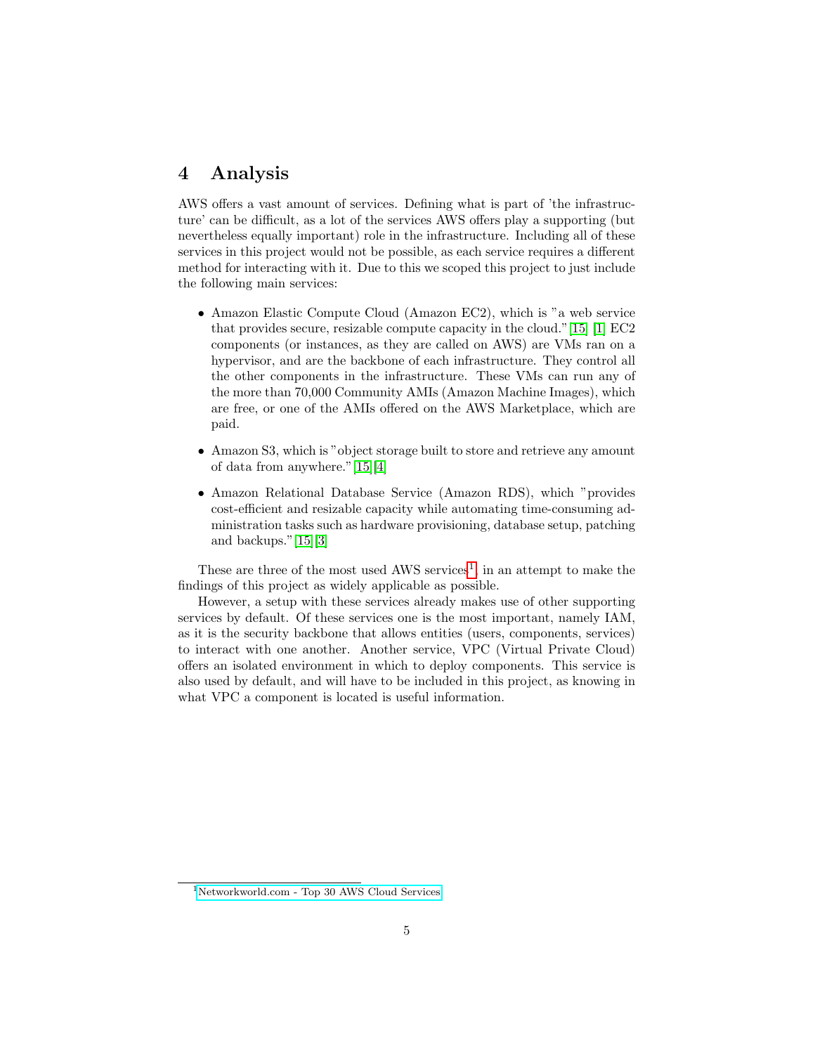# 4 Analysis

AWS offers a vast amount of services. Defining what is part of 'the infrastructure' can be difficult, as a lot of the services AWS offers play a supporting (but nevertheless equally important) role in the infrastructure. Including all of these services in this project would not be possible, as each service requires a different method for interacting with it. Due to this we scoped this project to just include the following main services:

- Amazon Elastic Compute Cloud (Amazon EC2), which is "a web service that provides secure, resizable compute capacity in the cloud." [15] [1] EC2 components (or instances, as they are called on AWS) are VMs ran on a hypervisor, and are the backbone of each infrastructure. They control all the other components in the infrastructure. These VMs can run any of the more than 70,000 Community AMIs (Amazon Machine Images), which are free, or one of the AMIs offered on the AWS Marketplace, which are paid.
- Amazon S3, which is "object storage built to store and retrieve any amount of data from anywhere." [15][4]
- Amazon Relational Database Service (Amazon RDS), which "provides cost-efficient and resizable capacity while automating time-consuming administration tasks such as hardware provisioning, database setup, patching and backups." [15][3]

These are three of the most used AWS services[1], in an attempt to make the findings of this project as widely applicable as possible.

However, a setup with these services already makes use of other supporting services by default. Of these services one is the most important, namely IAM, as it is the security backbone that allows entities (users, components, services) to interact with one another. Another service, VPC (Virtual Private Cloud) offers an isolated environment in which to deploy components. This service is also used by default, and will have to be included in this project, as knowing in what VPC a component is located is useful information.

[1] Networkworld.com - Top 30 AWS Cloud Services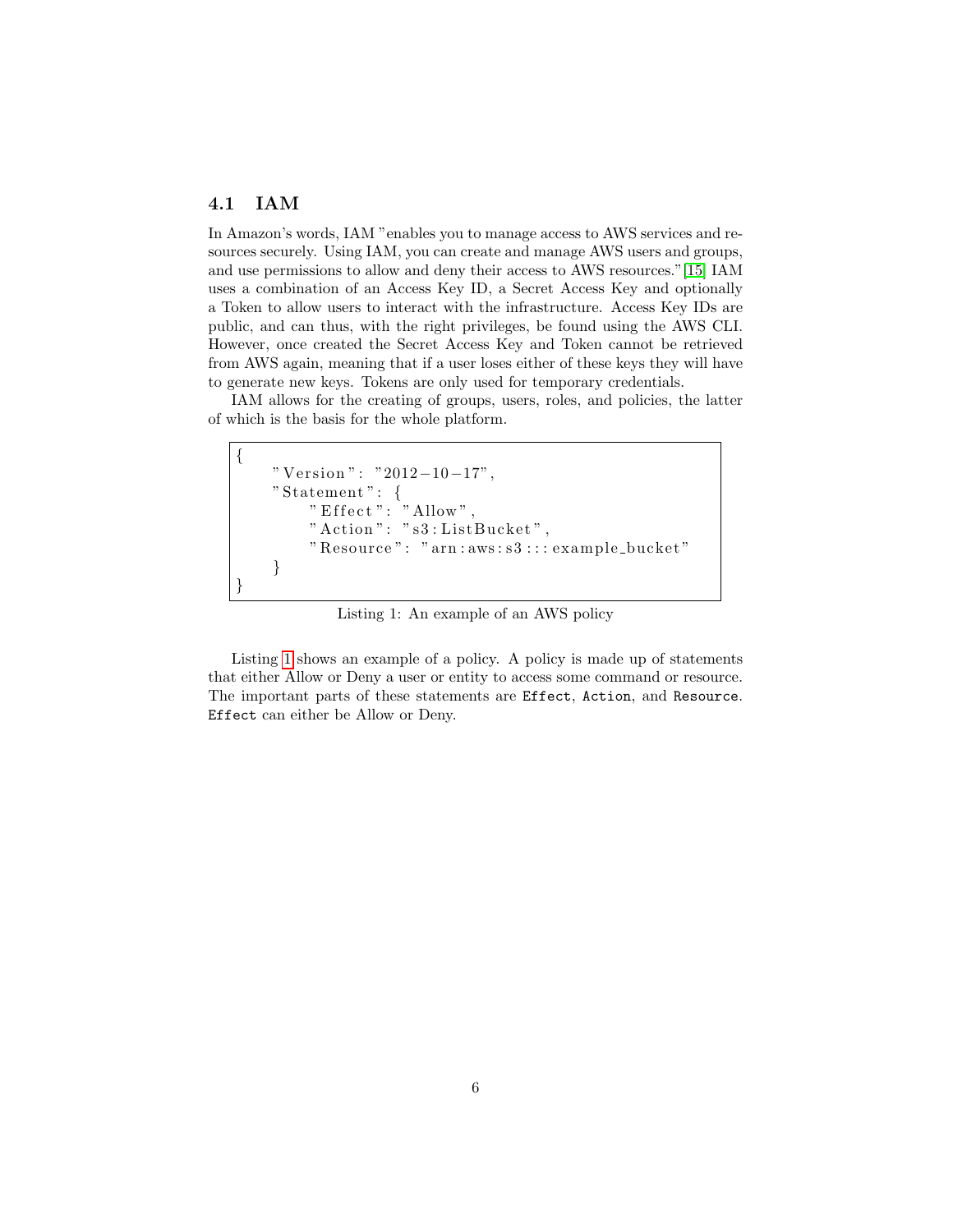## 4.1 IAM

In Amazon's words, IAM "enables you to manage access to AWS services and resources securely. Using IAM, you can create and manage AWS users and groups, and use permissions to allow and deny their access to AWS resources."[15] IAM uses a combination of an Access Key ID, a Secret Access Key and optionally a Token to allow users to interact with the infrastructure. Access Key IDs are public, and can thus, with the right privileges, be found using the AWS CLI. However, once created the Secret Access Key and Token cannot be retrieved from AWS again, meaning that if a user loses either of these keys they will have to generate new keys. Tokens are only used for temporary credentials.

IAM allows for the creating of groups, users, roles, and policies, the latter of which is the basis for the whole platform.

```
{
    "Version": "2012-10-17",
    "Statement": {
        "Effect": "Allow",
        "Action": "s3:ListBucket",
        "Resource": "arn:aws:s3:::example_bucket"
    }
}
```

Listing 1: An example of an AWS policy

Listing 1 shows an example of a policy. A policy is made up of statements that either Allow or Deny a user or entity to access some command or resource. The important parts of these statements are `Effect`, `Action`, and `Resource`. `Effect` can either be Allow or Deny.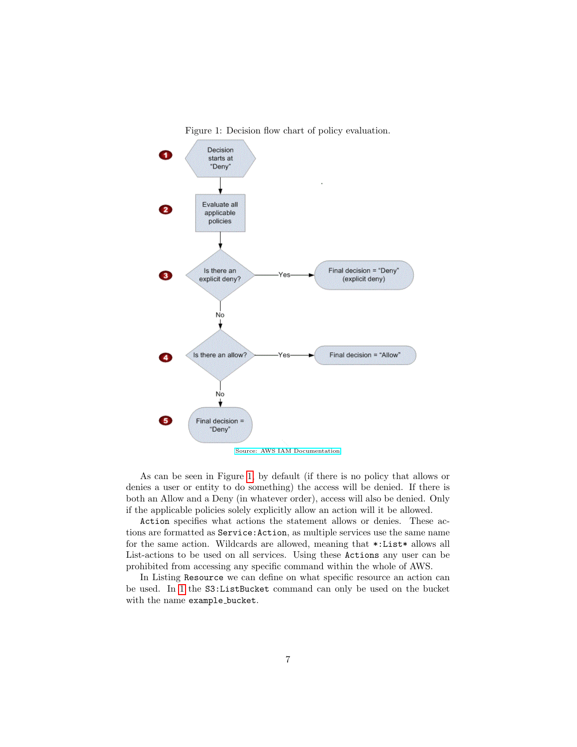Figure 1: Decision flow chart of policy evaluation.

Source: AWS IAM Documentation

As can be seen in Figure 1, by default (if there is no policy that allows or denies a user or entity to do something) the access will be denied. If there is both an Allow and a Deny (in whatever order), access will also be denied. Only if the applicable policies solely explicitly allow an action will it be allowed.

`Action` specifies what actions the statement allows or denies. These actions are formatted as `Service:Action`, as multiple services use the same name for the same action. Wildcards are allowed, meaning that `*:List*` allows all List-actions to be used on all services. Using these `Actions` any user can be prohibited from accessing any specific command within the whole of AWS.

In Listing `Resource` we can define on what specific resource an action can be used. In 1 the `S3:ListBucket` command can only be used on the bucket with the name `example_bucket`.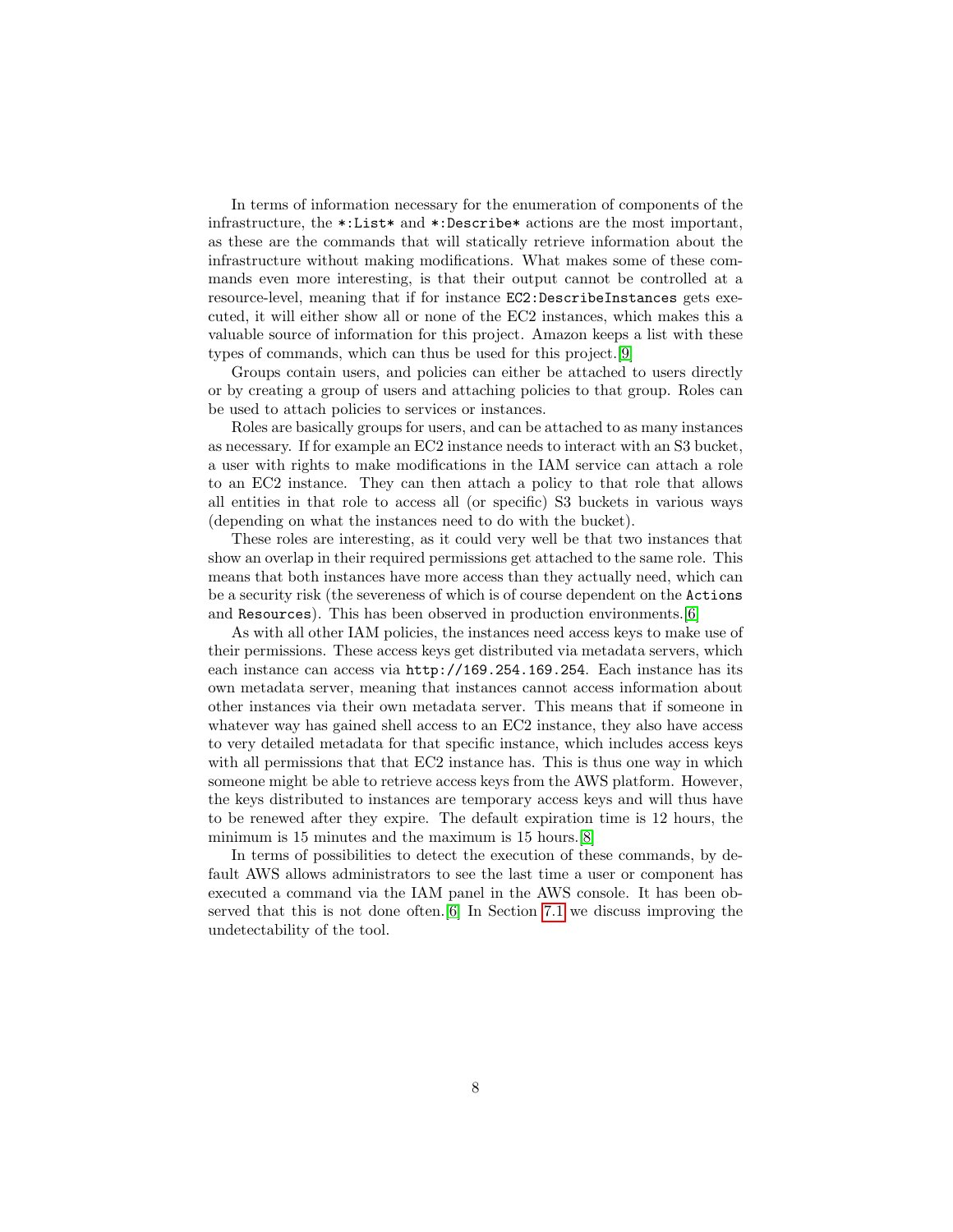In terms of information necessary for the enumeration of components of the infrastructure, the `*:List*` and `*:Describe*` actions are the most important, as these are the commands that will statically retrieve information about the infrastructure without making modifications. What makes some of these commands even more interesting, is that their output cannot be controlled at a resource-level, meaning that if for instance `EC2:DescribeInstances` gets executed, it will either show all or none of the EC2 instances, which makes this a valuable source of information for this project. Amazon keeps a list with these types of commands, which can thus be used for this project.[9]

Groups contain users, and policies can either be attached to users directly or by creating a group of users and attaching policies to that group. Roles can be used to attach policies to services or instances.

Roles are basically groups for users, and can be attached to as many instances as necessary. If for example an EC2 instance needs to interact with an S3 bucket, a user with rights to make modifications in the IAM service can attach a role to an EC2 instance. They can then attach a policy to that role that allows all entities in that role to access all (or specific) S3 buckets in various ways (depending on what the instances need to do with the bucket).

These roles are interesting, as it could very well be that two instances that show an overlap in their required permissions get attached to the same role. This means that both instances have more access than they actually need, which can be a security risk (the severeness of which is of course dependent on the `Actions` and `Resources`). This has been observed in production environments.[6]

As with all other IAM policies, the instances need access keys to make use of their permissions. These access keys get distributed via metadata servers, which each instance can access via `http://169.254.169.254`. Each instance has its own metadata server, meaning that instances cannot access information about other instances via their own metadata server. This means that if someone in whatever way has gained shell access to an EC2 instance, they also have access to very detailed metadata for that specific instance, which includes access keys with all permissions that that EC2 instance has. This is thus one way in which someone might be able to retrieve access keys from the AWS platform. However, the keys distributed to instances are temporary access keys and will thus have to be renewed after they expire. The default expiration time is 12 hours, the minimum is 15 minutes and the maximum is 15 hours.[8]

In terms of possibilities to detect the execution of these commands, by default AWS allows administrators to see the last time a user or component has executed a command via the IAM panel in the AWS console. It has been observed that this is not done often.[6] In Section 7.1 we discuss improving the undetectability of the tool.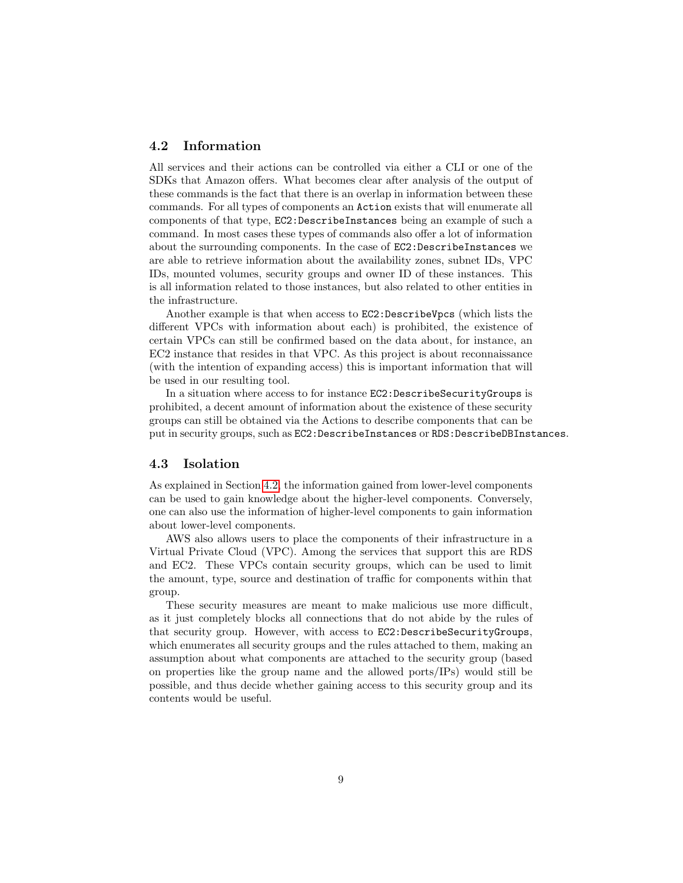## 4.2 Information

All services and their actions can be controlled via either a CLI or one of the SDKs that Amazon offers. What becomes clear after analysis of the output of these commands is the fact that there is an overlap in information between these commands. For all types of components an `Action` exists that will enumerate all components of that type, `EC2:DescribeInstances` being an example of such a command. In most cases these types of commands also offer a lot of information about the surrounding components. In the case of `EC2:DescribeInstances` we are able to retrieve information about the availability zones, subnet IDs, VPC IDs, mounted volumes, security groups and owner ID of these instances. This is all information related to those instances, but also related to other entities in the infrastructure.

Another example is that when access to `EC2:DescribeVpcs` (which lists the different VPCs with information about each) is prohibited, the existence of certain VPCs can still be confirmed based on the data about, for instance, an EC2 instance that resides in that VPC. As this project is about reconnaissance (with the intention of expanding access) this is important information that will be used in our resulting tool.

In a situation where access to for instance `EC2:DescribeSecurityGroups` is prohibited, a decent amount of information about the existence of these security groups can still be obtained via the Actions to describe components that can be put in security groups, such as `EC2:DescribeInstances` or `RDS:DescribeDBInstances`.

## 4.3 Isolation

As explained in Section 4.2, the information gained from lower-level components can be used to gain knowledge about the higher-level components. Conversely, one can also use the information of higher-level components to gain information about lower-level components.

AWS also allows users to place the components of their infrastructure in a Virtual Private Cloud (VPC). Among the services that support this are RDS and EC2. These VPCs contain security groups, which can be used to limit the amount, type, source and destination of traffic for components within that group.

These security measures are meant to make malicious use more difficult, as it just completely blocks all connections that do not abide by the rules of that security group. However, with access to `EC2:DescribeSecurityGroups`, which enumerates all security groups and the rules attached to them, making an assumption about what components are attached to the security group (based on properties like the group name and the allowed ports/IPs) would still be possible, and thus decide whether gaining access to this security group and its contents would be useful.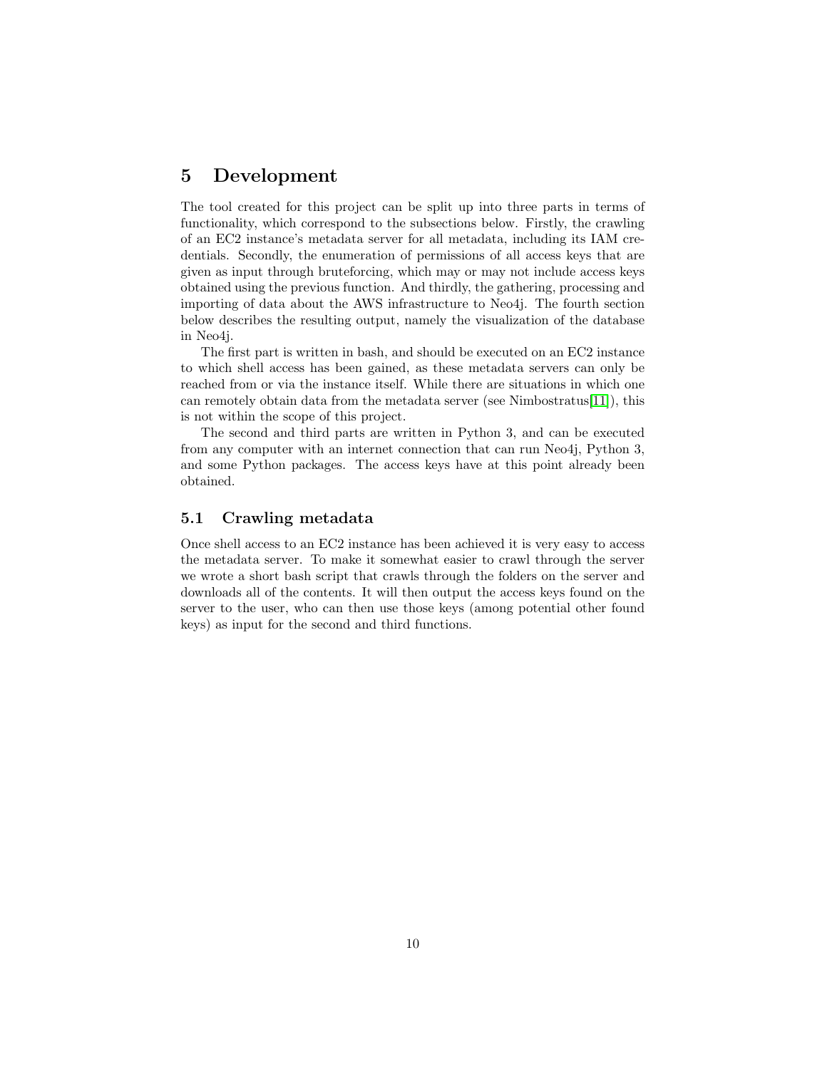# 5 Development

The tool created for this project can be split up into three parts in terms of functionality, which correspond to the subsections below. Firstly, the crawling of an EC2 instance's metadata server for all metadata, including its IAM credentials. Secondly, the enumeration of permissions of all access keys that are given as input through bruteforcing, which may or may not include access keys obtained using the previous function. And thirdly, the gathering, processing and importing of data about the AWS infrastructure to Neo4j. The fourth section below describes the resulting output, namely the visualization of the database in Neo4j.

The first part is written in bash, and should be executed on an EC2 instance to which shell access has been gained, as these metadata servers can only be reached from or via the instance itself. While there are situations in which one can remotely obtain data from the metadata server (see Nimbostratus[11]), this is not within the scope of this project.

The second and third parts are written in Python 3, and can be executed from any computer with an internet connection that can run Neo4j, Python 3, and some Python packages. The access keys have at this point already been obtained.

## 5.1 Crawling metadata

Once shell access to an EC2 instance has been achieved it is very easy to access the metadata server. To make it somewhat easier to crawl through the server we wrote a short bash script that crawls through the folders on the server and downloads all of the contents. It will then output the access keys found on the server to the user, who can then use those keys (among potential other found keys) as input for the second and third functions.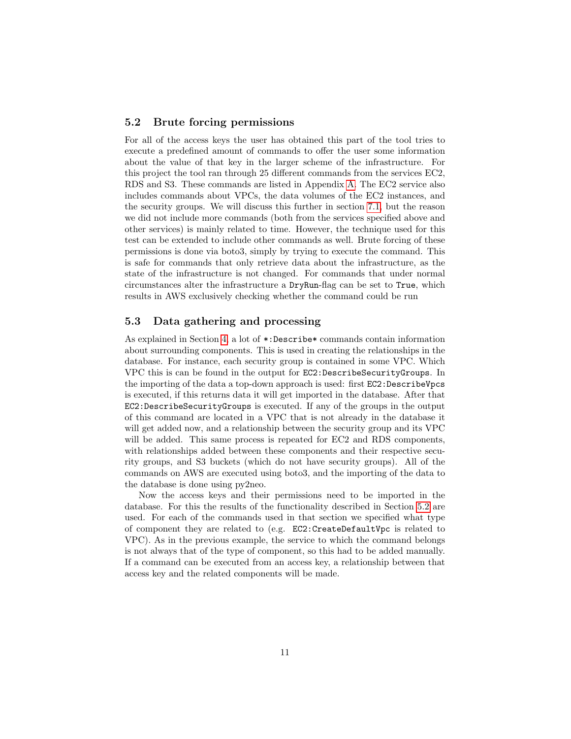### 5.2 Brute forcing permissions

For all of the access keys the user has obtained this part of the tool tries to execute a predefined amount of commands to offer the user some information about the value of that key in the larger scheme of the infrastructure. For this project the tool ran through 25 different commands from the services EC2, RDS and S3. These commands are listed in Appendix A. The EC2 service also includes commands about VPCs, the data volumes of the EC2 instances, and the security groups. We will discuss this further in section 7.1, but the reason we did not include more commands (both from the services specified above and other services) is mainly related to time. However, the technique used for this test can be extended to include other commands as well. Brute forcing of these permissions is done via boto3, simply by trying to execute the command. This is safe for commands that only retrieve data about the infrastructure, as the state of the infrastructure is not changed. For commands that under normal circumstances alter the infrastructure a `DryRun`-flag can be set to `True`, which results in AWS exclusively checking whether the command could be run

### 5.3 Data gathering and processing

As explained in Section 4, a lot of `*:Describe*` commands contain information about surrounding components. This is used in creating the relationships in the database. For instance, each security group is contained in some VPC. Which VPC this is can be found in the output for `EC2:DescribeSecurityGroups`. In the importing of the data a top-down approach is used: first `EC2:DescribeVpcs` is executed, if this returns data it will get imported in the database. After that `EC2:DescribeSecurityGroups` is executed. If any of the groups in the output of this command are located in a VPC that is not already in the database it will get added now, and a relationship between the security group and its VPC will be added. This same process is repeated for EC2 and RDS components, with relationships added between these components and their respective security groups, and S3 buckets (which do not have security groups). All of the commands on AWS are executed using boto3, and the importing of the data to the database is done using py2neo.

Now the access keys and their permissions need to be imported in the database. For this the results of the functionality described in Section 5.2 are used. For each of the commands used in that section we specified what type of component they are related to (e.g. `EC2:CreateDefaultVpc` is related to VPC). As in the previous example, the service to which the command belongs is not always that of the type of component, so this had to be added manually. If a command can be executed from an access key, a relationship between that access key and the related components will be made.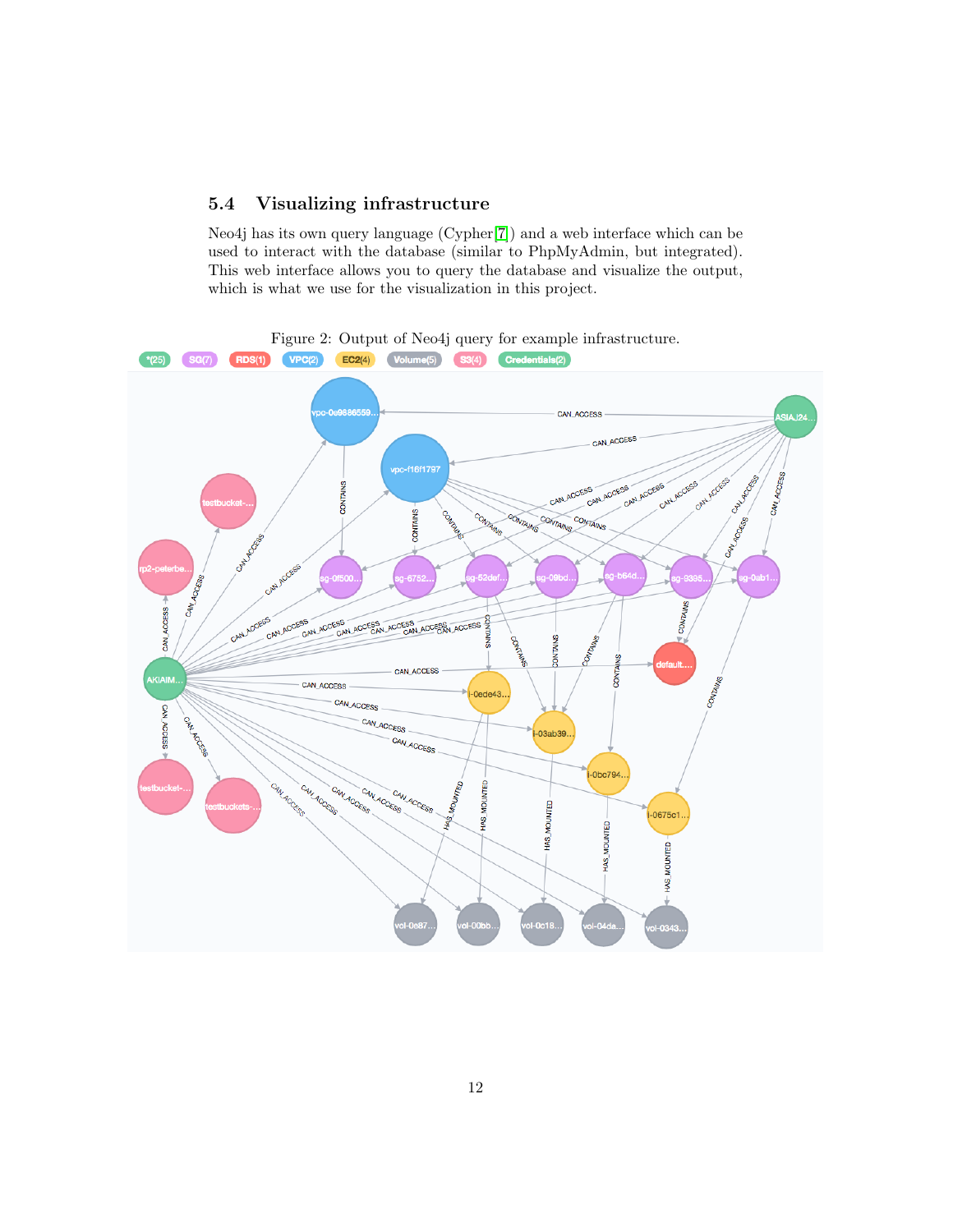## 5.4 Visualizing infrastructure

Neo4j has its own query language (Cypher[7]) and a web interface which can be used to interact with the database (similar to PhpMyAdmin, but integrated). This web interface allows you to query the database and visualize the output, which is what we use for the visualization in this project.

Figure 2: Output of Neo4j query for example infrastructure.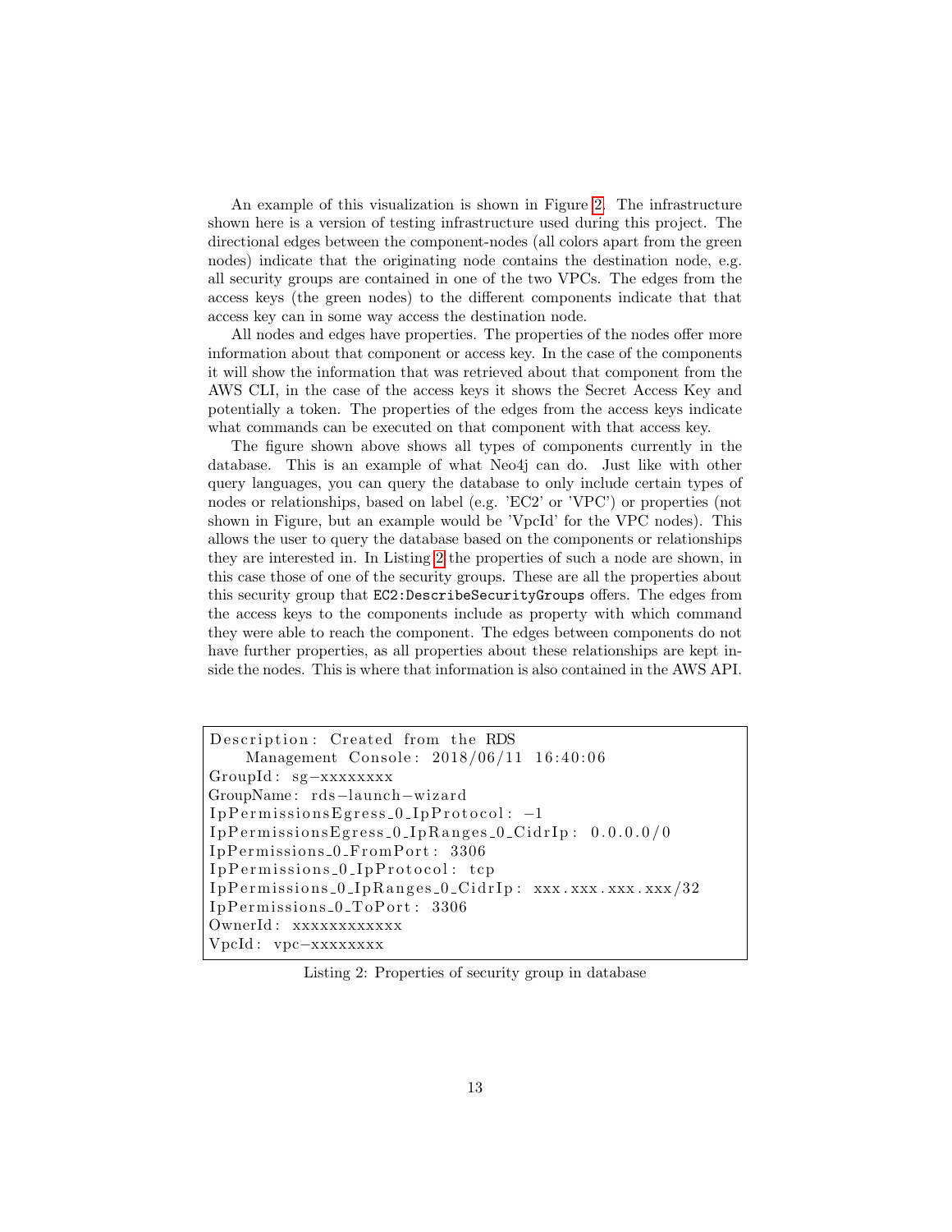An example of this visualization is shown in Figure 2. The infrastructure shown here is a version of testing infrastructure used during this project. The directional edges between the component-nodes (all colors apart from the green nodes) indicate that the originating node contains the destination node, e.g. all security groups are contained in one of the two VPCs. The edges from the access keys (the green nodes) to the different components indicate that that access key can in some way access the destination node.

All nodes and edges have properties. The properties of the nodes offer more information about that component or access key. In the case of the components it will show the information that was retrieved about that component from the AWS CLI, in the case of the access keys it shows the Secret Access Key and potentially a token. The properties of the edges from the access keys indicate what commands can be executed on that component with that access key.

The figure shown above shows all types of components currently in the database. This is an example of what Neo4j can do. Just like with other query languages, you can query the database to only include certain types of nodes or relationships, based on label (e.g. 'EC2' or 'VPC') or properties (not shown in Figure, but an example would be 'VpcId' for the VPC nodes). This allows the user to query the database based on the components or relationships they are interested in. In Listing 2 the properties of such a node are shown, in this case those of one of the security groups. These are all the properties about this security group that `EC2:DescribeSecurityGroups` offers. The edges from the access keys to the components include as property with which command they were able to reach the component. The edges between components do not have further properties, as all properties about these relationships are kept inside the nodes. This is where that information is also contained in the AWS API.

```
Description: Created from the RDS
    Management Console: 2018/06/11 16:40:06
GroupId: sg-xxxxxxxx
GroupName: rds-launch-wizard
IpPermissionsEgress_0_IpProtocol: -1
IpPermissionsEgress_0_IpRanges_0_CidrIp: 0.0.0.0/0
IpPermissions_0_FromPort: 3306
IpPermissions_0_IpProtocol: tcp
IpPermissions_0_IpRanges_0_CidrIp: xxx.xxx.xxx.xxx/32
IpPermissions_0_ToPort: 3306
OwnerId: xxxxxxxxxxxx
VpcId: vpc-xxxxxxxx
```

Listing 2: Properties of security group in database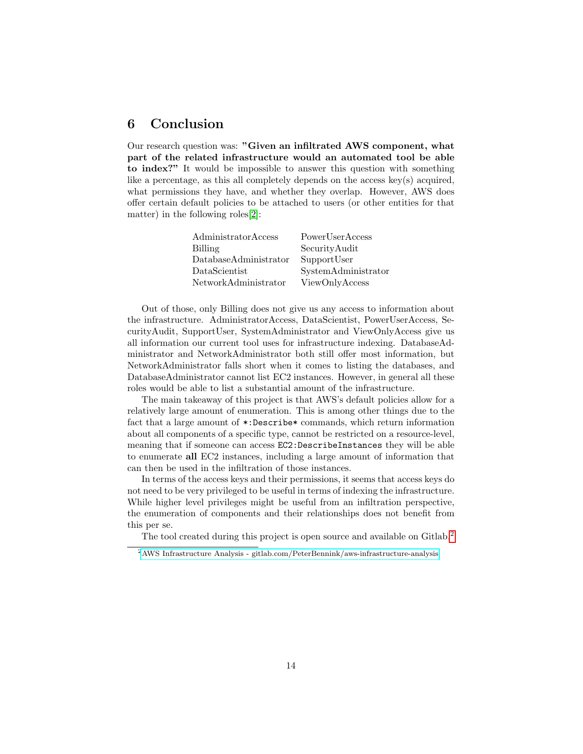## 6 Conclusion

Our research question was: **"Given an infiltrated AWS component, what part of the related infrastructure would an automated tool be able to index?"** It would be impossible to answer this question with something like a percentage, as this all completely depends on the access key(s) acquired, what permissions they have, and whether they overlap. However, AWS does offer certain default policies to be attached to users (or other entities for that matter) in the following roles[2]:

| | |
|---|---|
| AdministratorAccess | PowerUserAccess |
| Billing | SecurityAudit |
| DatabaseAdministrator | SupportUser |
| DataScientist | SystemAdministrator |
| NetworkAdministrator | ViewOnlyAccess |

Out of those, only Billing does not give us any access to information about the infrastructure. AdministratorAccess, DataScientist, PowerUserAccess, SecurityAudit, SupportUser, SystemAdministrator and ViewOnlyAccess give us all information our current tool uses for infrastructure indexing. DatabaseAdministrator and NetworkAdministrator both still offer most information, but NetworkAdministrator falls short when it comes to listing the databases, and DatabaseAdministrator cannot list EC2 instances. However, in general all these roles would be able to list a substantial amount of the infrastructure.

The main takeaway of this project is that AWS's default policies allow for a relatively large amount of enumeration. This is among other things due to the fact that a large amount of `*:Describe*` commands, which return information about all components of a specific type, cannot be restricted on a resource-level, meaning that if someone can access `EC2:DescribeInstances` they will be able to enumerate **all** EC2 instances, including a large amount of information that can then be used in the infiltration of those instances.

In terms of the access keys and their permissions, it seems that access keys do not need to be very privileged to be useful in terms of indexing the infrastructure. While higher level privileges might be useful from an infiltration perspective, the enumeration of components and their relationships does not benefit from this per se.

The tool created during this project is open source and available on Gitlab.[2]

[2] AWS Infrastructure Analysis - gitlab.com/PeterBennink/aws-infrastructure-analysis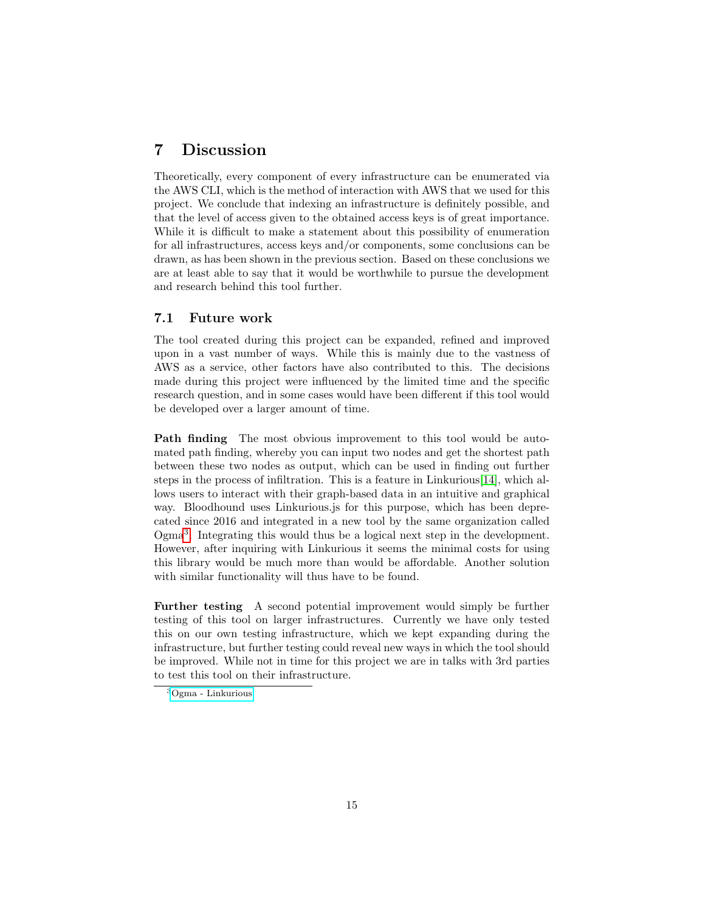# 7 Discussion

Theoretically, every component of every infrastructure can be enumerated via the AWS CLI, which is the method of interaction with AWS that we used for this project. We conclude that indexing an infrastructure is definitely possible, and that the level of access given to the obtained access keys is of great importance. While it is difficult to make a statement about this possibility of enumeration for all infrastructures, access keys and/or components, some conclusions can be drawn, as has been shown in the previous section. Based on these conclusions we are at least able to say that it would be worthwhile to pursue the development and research behind this tool further.

## 7.1 Future work

The tool created during this project can be expanded, refined and improved upon in a vast number of ways. While this is mainly due to the vastness of AWS as a service, other factors have also contributed to this. The decisions made during this project were influenced by the limited time and the specific research question, and in some cases would have been different if this tool would be developed over a larger amount of time.

**Path finding** The most obvious improvement to this tool would be automated path finding, whereby you can input two nodes and get the shortest path between these two nodes as output, which can be used in finding out further steps in the process of infiltration. This is a feature in Linkurious[14], which allows users to interact with their graph-based data in an intuitive and graphical way. Bloodhound uses Linkurious.js for this purpose, which has been deprecated since 2016 and integrated in a new tool by the same organization called Ogma[3]. Integrating this would thus be a logical next step in the development. However, after inquiring with Linkurious it seems the minimal costs for using this library would be much more than would be affordable. Another solution with similar functionality will thus have to be found.

**Further testing** A second potential improvement would simply be further testing of this tool on larger infrastructures. Currently we have only tested this on our own testing infrastructure, which we kept expanding during the infrastructure, but further testing could reveal new ways in which the tool should be improved. While not in time for this project we are in talks with 3rd parties to test this tool on their infrastructure.

[3] Ogma - Linkurious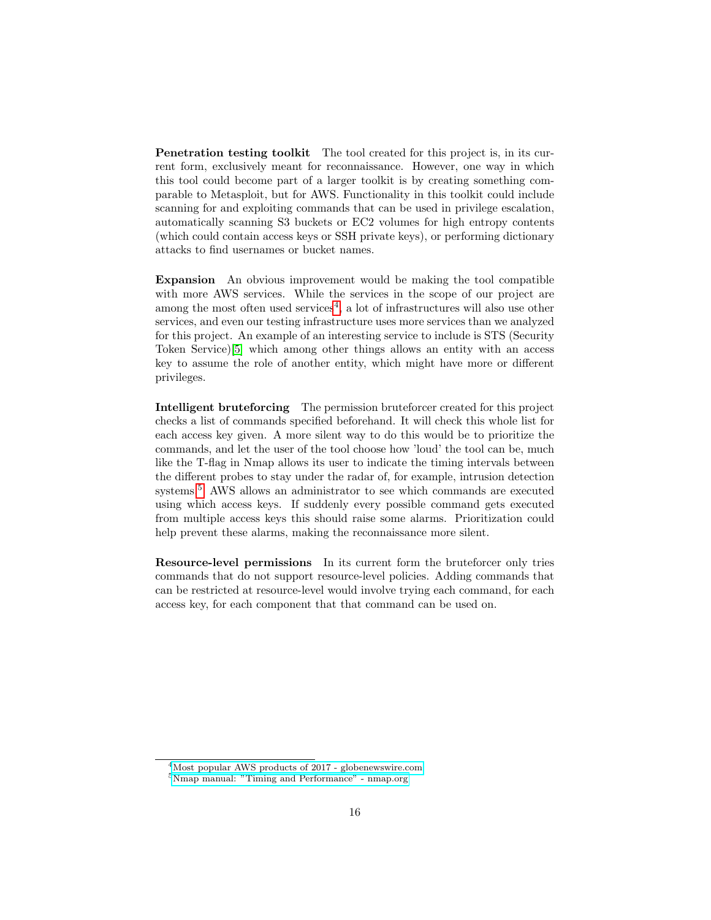**Penetration testing toolkit** The tool created for this project is, in its current form, exclusively meant for reconnaissance. However, one way in which this tool could become part of a larger toolkit is by creating something comparable to Metasploit, but for AWS. Functionality in this toolkit could include scanning for and exploiting commands that can be used in privilege escalation, automatically scanning S3 buckets or EC2 volumes for high entropy contents (which could contain access keys or SSH private keys), or performing dictionary attacks to find usernames or bucket names.

**Expansion** An obvious improvement would be making the tool compatible with more AWS services. While the services in the scope of our project are among the most often used services[4], a lot of infrastructures will also use other services, and even our testing infrastructure uses more services than we analyzed for this project. An example of an interesting service to include is STS (Security Token Service)[5] which among other things allows an entity with an access key to assume the role of another entity, which might have more or different privileges.

**Intelligent bruteforcing** The permission bruteforcer created for this project checks a list of commands specified beforehand. It will check this whole list for each access key given. A more silent way to do this would be to prioritize the commands, and let the user of the tool choose how 'loud' the tool can be, much like the T-flag in Nmap allows its user to indicate the timing intervals between the different probes to stay under the radar of, for example, intrusion detection systems.[5] AWS allows an administrator to see which commands are executed using which access keys. If suddenly every possible command gets executed from multiple access keys this should raise some alarms. Prioritization could help prevent these alarms, making the reconnaissance more silent.

**Resource-level permissions** In its current form the bruteforcer only tries commands that do not support resource-level policies. Adding commands that can be restricted at resource-level would involve trying each command, for each access key, for each component that that command can be used on.

---

[4] Most popular AWS products of 2017 - globenewswire.com

[5] Nmap manual: "Timing and Performance" - nmap.org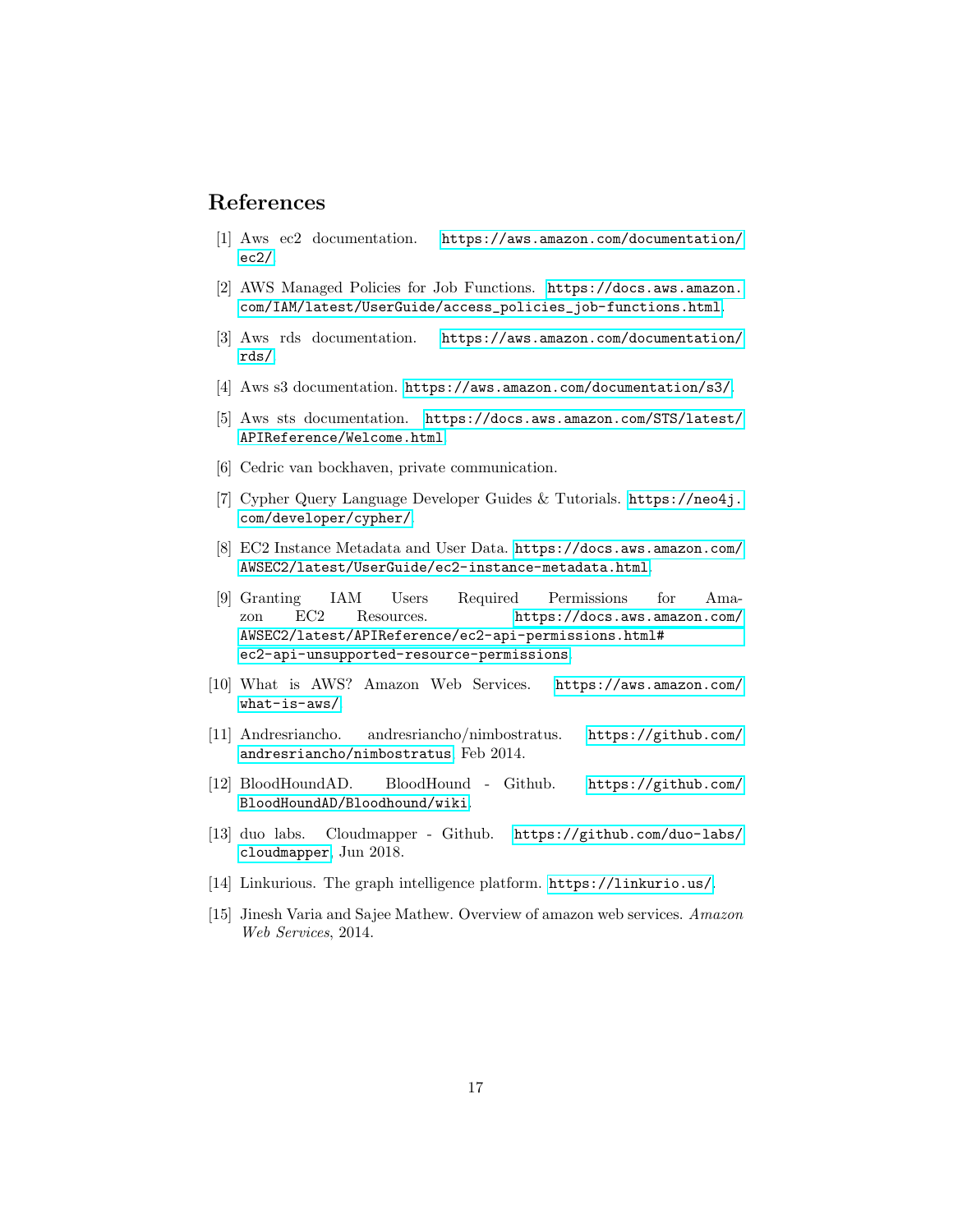# References

[1] Aws ec2 documentation. https://aws.amazon.com/documentation/ec2/.

[2] AWS Managed Policies for Job Functions. https://docs.aws.amazon.com/IAM/latest/UserGuide/access_policies_job-functions.html.

[3] Aws rds documentation. https://aws.amazon.com/documentation/rds/.

[4] Aws s3 documentation. https://aws.amazon.com/documentation/s3/.

[5] Aws sts documentation. https://docs.aws.amazon.com/STS/latest/APIReference/Welcome.html.

[6] Cedric van bockhaven, private communication.

[7] Cypher Query Language Developer Guides & Tutorials. https://neo4j.com/developer/cypher/.

[8] EC2 Instance Metadata and User Data. https://docs.aws.amazon.com/AWSEC2/latest/UserGuide/ec2-instance-metadata.html.

[9] Granting IAM Users Required Permissions for Amazon EC2 Resources. https://docs.aws.amazon.com/AWSEC2/latest/APIReference/ec2-api-permissions.html#ec2-api-unsupported-resource-permissions.

[10] What is AWS? Amazon Web Services. https://aws.amazon.com/what-is-aws/.

[11] Andresriancho. andresriancho/nimbostratus. https://github.com/andresriancho/nimbostratus, Feb 2014.

[12] BloodHoundAD. BloodHound - Github. https://github.com/BloodHoundAD/Bloodhound/wiki.

[13] duo labs. Cloudmapper - Github. https://github.com/duo-labs/cloudmapper, Jun 2018.

[14] Linkurious. The graph intelligence platform. https://linkurio.us/.

[15] Jinesh Varia and Sajee Mathew. Overview of amazon web services. *Amazon Web Services*, 2014.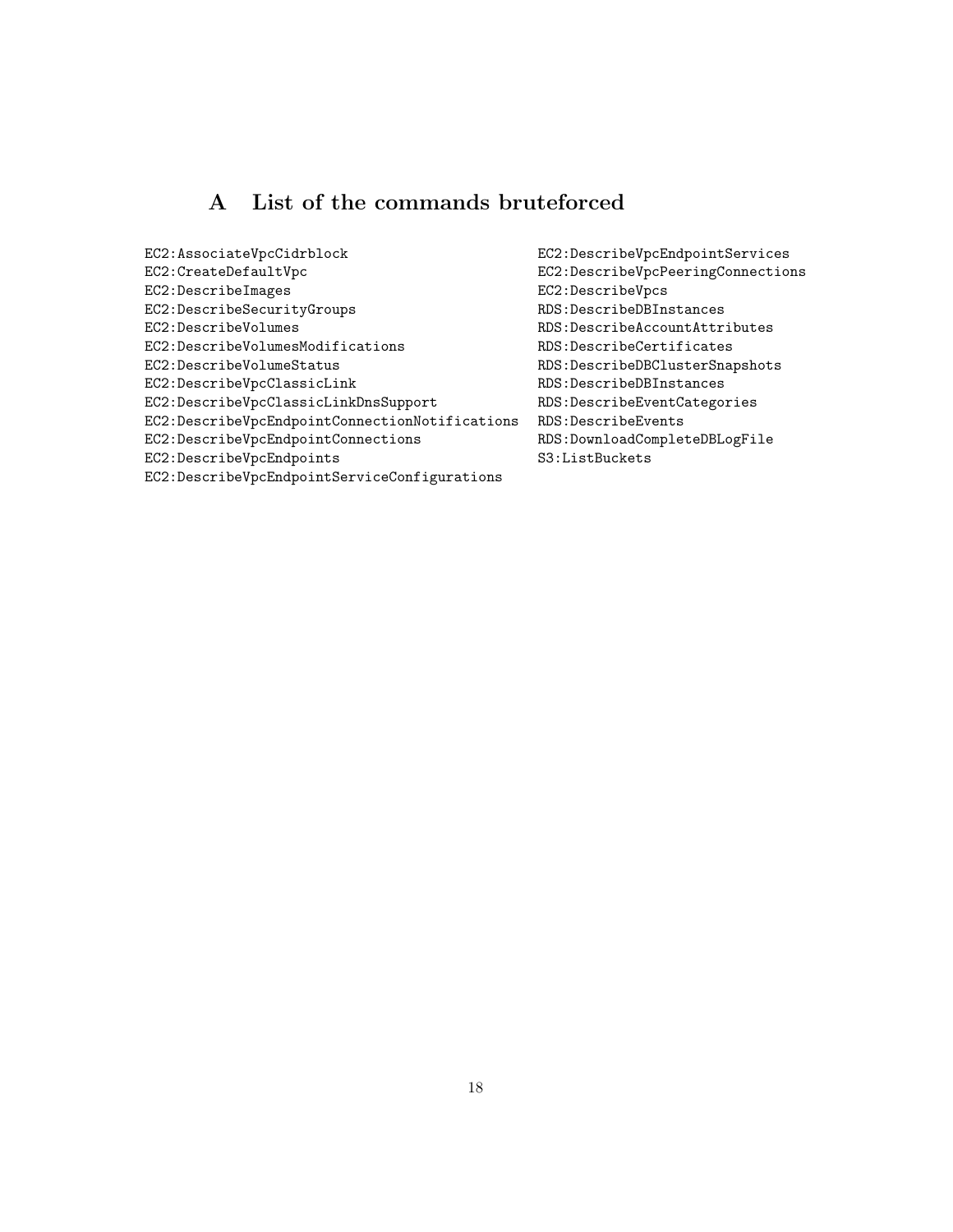## A List of the commands bruteforced

```
EC2:AssociateVpcCidrblock
EC2:CreateDefaultVpc
EC2:DescribeImages
EC2:DescribeSecurityGroups
EC2:DescribeVolumes
EC2:DescribeVolumesModifications
EC2:DescribeVolumeStatus
EC2:DescribeVpcClassicLink
EC2:DescribeVpcClassicLinkDnsSupport
EC2:DescribeVpcEndpointConnectionNotifications
EC2:DescribeVpcEndpointConnections
EC2:DescribeVpcEndpoints
EC2:DescribeVpcEndpointServiceConfigurations
EC2:DescribeVpcEndpointServices
EC2:DescribeVpcPeeringConnections
EC2:DescribeVpcs
RDS:DescribeDBInstances
RDS:DescribeAccountAttributes
RDS:DescribeCertificates
RDS:DescribeDBClusterSnapshots
RDS:DescribeDBInstances
RDS:DescribeEventCategories
RDS:DescribeEvents
RDS:DownloadCompleteDBLogFile
S3:ListBuckets
```